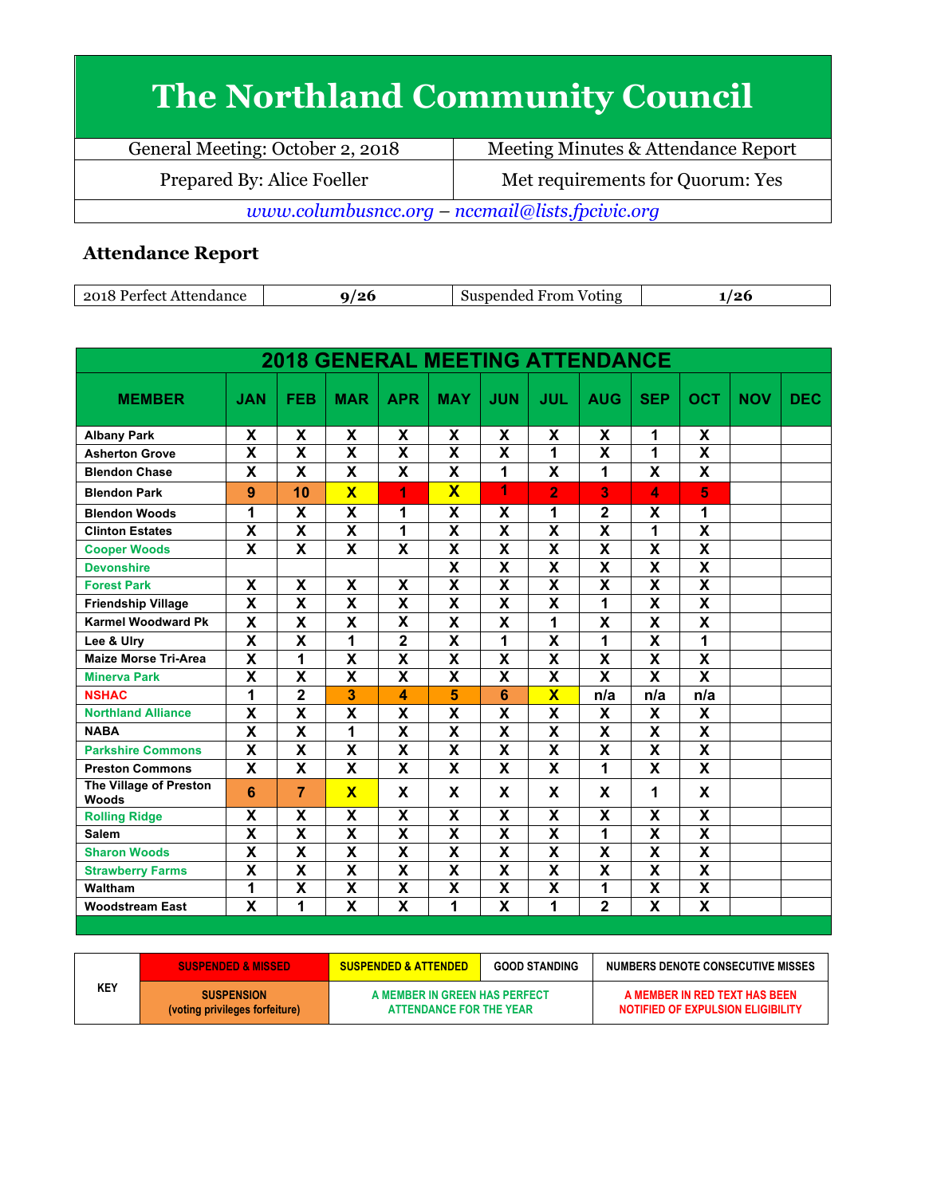# The Northland Community Council

| General Meeting: October 2, 2018 | Meeting Minutes & Attendance Report |
|---|---|
| Prepared By: Alice Foeller | Met requirements for Quorum: Yes |

*www.columbusncc.org – nccmail@lists.fpcivic.org*

## Attendance Report

| 2018 Perfect Attendance | 9/26 | Suspended From Voting | 1/26 |
|---|---|---|---|

**2018 GENERAL MEETING ATTENDANCE**

| MEMBER | JAN | FEB | MAR | APR | MAY | JUN | JUL | AUG | SEP | OCT | NOV | DEC |
|---|---|---|---|---|---|---|---|---|---|---|---|---|
| Albany Park | X | X | X | X | X | X | X | X | 1 | X | | |
| Asherton Grove | X | X | X | X | X | X | 1 | X | 1 | X | | |
| Blendon Chase | X | X | X | X | X | 1 | X | 1 | X | X | | |
| Blendon Park | 9 | 10 | X | 1 | X | 1 | 2 | 3 | 4 | 5 | | |
| Blendon Woods | 1 | X | X | 1 | X | X | 1 | 2 | X | 1 | | |
| Clinton Estates | X | X | X | 1 | X | X | X | X | 1 | X | | |
| Cooper Woods | X | X | X | X | X | X | X | X | X | X | | |
| Devonshire | | | | | X | X | X | X | X | X | | |
| Forest Park | X | X | X | X | X | X | X | X | X | X | | |
| Friendship Village | X | X | X | X | X | X | X | 1 | X | X | | |
| Karmel Woodward Pk | X | X | X | X | X | X | 1 | X | X | X | | |
| Lee & Ulry | X | X | 1 | 2 | X | 1 | X | 1 | X | 1 | | |
| Maize Morse Tri-Area | X | 1 | X | X | X | X | X | X | X | X | | |
| Minerva Park | X | X | X | X | X | X | X | X | X | X | | |
| NSHAC | 1 | 2 | 3 | 4 | 5 | 6 | X | n/a | n/a | n/a | | |
| Northland Alliance | X | X | X | X | X | X | X | X | X | X | | |
| NABA | X | X | 1 | X | X | X | X | X | X | X | | |
| Parkshire Commons | X | X | X | X | X | X | X | X | X | X | | |
| Preston Commons | X | X | X | X | X | X | X | 1 | X | X | | |
| The Village of Preston Woods | 6 | 7 | X | X | X | X | X | X | 1 | X | | |
| Rolling Ridge | X | X | X | X | X | X | X | X | X | X | | |
| Salem | X | X | X | X | X | X | X | 1 | X | X | | |
| Sharon Woods | X | X | X | X | X | X | X | X | X | X | | |
| Strawberry Farms | X | X | X | X | X | X | X | X | X | X | | |
| Waltham | 1 | X | X | X | X | X | X | 1 | X | X | | |
| Woodstream East | X | 1 | X | X | 1 | X | 1 | 2 | X | X | | |

| KEY | SUSPENDED & MISSED | SUSPENDED & ATTENDED | GOOD STANDING | NUMBERS DENOTE CONSECUTIVE MISSES |
|---|---|---|---|---|
| | SUSPENSION (voting privileges forfeiture) | A MEMBER IN GREEN HAS PERFECT ATTENDANCE FOR THE YEAR | | A MEMBER IN RED TEXT HAS BEEN NOTIFIED OF EXPULSION ELIGIBILITY |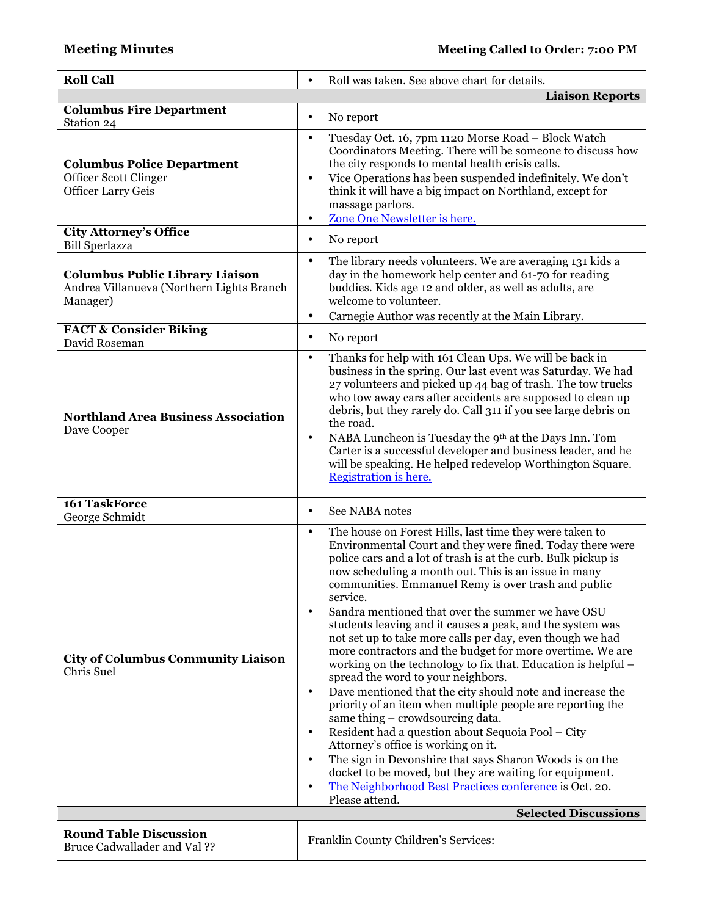**Meeting Minutes** **Meeting Called to Order: 7:00 PM**

| | |
|---|---|
| **Roll Call** | • Roll was taken. See above chart for details. |
| | **Liaison Reports** |
| **Columbus Fire Department**<br>Station 24 | • No report |
| **Columbus Police Department**<br>Officer Scott Clinger<br>Officer Larry Geis | • Tuesday Oct. 16, 7pm 1120 Morse Road – Block Watch Coordinators Meeting. There will be someone to discuss how the city responds to mental health crisis calls.<br>• Vice Operations has been suspended indefinitely. We don't think it will have a big impact on Northland, except for massage parlors.<br>• Zone One Newsletter is here. |
| **City Attorney's Office**<br>Bill Sperlazza | • No report |
| **Columbus Public Library Liaison**<br>Andrea Villanueva (Northern Lights Branch Manager) | • The library needs volunteers. We are averaging 131 kids a day in the homework help center and 61-70 for reading buddies. Kids age 12 and older, as well as adults, are welcome to volunteer.<br>• Carnegie Author was recently at the Main Library. |
| **FACT & Consider Biking**<br>David Roseman | • No report |
| **Northland Area Business Association**<br>Dave Cooper | • Thanks for help with 161 Clean Ups. We will be back in business in the spring. Our last event was Saturday. We had 27 volunteers and picked up 44 bag of trash. The tow trucks who tow away cars after accidents are supposed to clean up debris, but they rarely do. Call 311 if you see large debris on the road.<br>• NABA Luncheon is Tuesday the 9th at the Days Inn. Tom Carter is a successful developer and business leader, and he will be speaking. He helped redevelop Worthington Square. Registration is here. |
| **161 TaskForce**<br>George Schmidt | • See NABA notes |
| **City of Columbus Community Liaison**<br>Chris Suel | • The house on Forest Hills, last time they were taken to Environmental Court and they were fined. Today there were police cars and a lot of trash is at the curb. Bulk pickup is now scheduling a month out. This is an issue in many communities. Emmanuel Remy is over trash and public service.<br>• Sandra mentioned that over the summer we have OSU students leaving and it causes a peak, and the system was not set up to take more calls per day, even though we had more contractors and the budget for more overtime. We are working on the technology to fix that. Education is helpful – spread the word to your neighbors.<br>• Dave mentioned that the city should note and increase the priority of an item when multiple people are reporting the same thing – crowdsourcing data.<br>• Resident had a question about Sequoia Pool – City Attorney's office is working on it.<br>• The sign in Devonshire that says Sharon Woods is on the docket to be moved, but they are waiting for equipment.<br>• The Neighborhood Best Practices conference is Oct. 20. Please attend. |
| | **Selected Discussions** |
| **Round Table Discussion**<br>Bruce Cadwallader and Val ?? | Franklin County Children's Services: |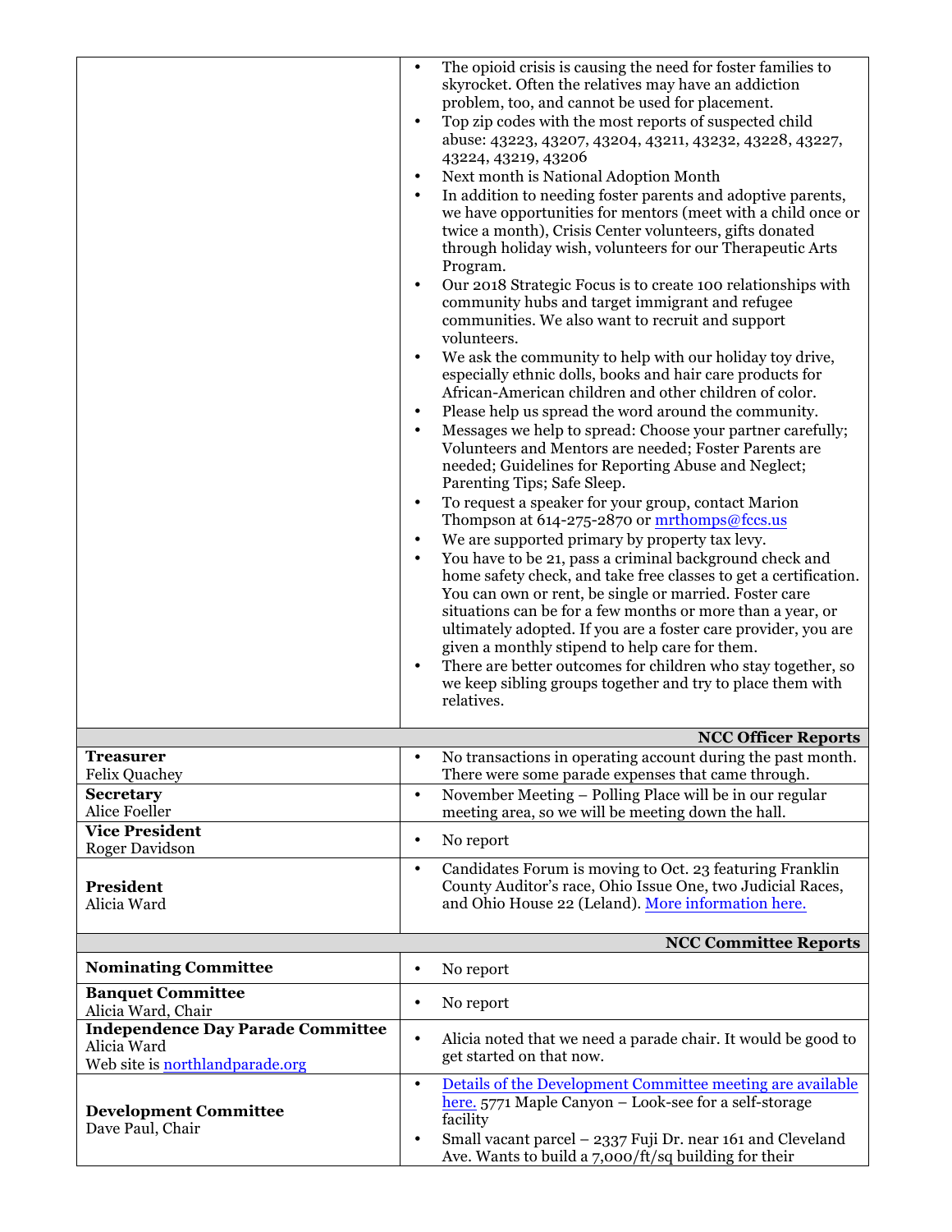| | |
|---|---|
| | • The opioid crisis is causing the need for foster families to skyrocket. Often the relatives may have an addiction problem, too, and cannot be used for placement.<br>• Top zip codes with the most reports of suspected child abuse: 43223, 43207, 43204, 43211, 43232, 43228, 43227, 43224, 43219, 43206<br>• Next month is National Adoption Month<br>• In addition to needing foster parents and adoptive parents, we have opportunities for mentors (meet with a child once or twice a month), Crisis Center volunteers, gifts donated through holiday wish, volunteers for our Therapeutic Arts Program.<br>• Our 2018 Strategic Focus is to create 100 relationships with community hubs and target immigrant and refugee communities. We also want to recruit and support volunteers.<br>• We ask the community to help with our holiday toy drive, especially ethnic dolls, books and hair care products for African-American children and other children of color.<br>• Please help us spread the word around the community.<br>• Messages we help to spread: Choose your partner carefully; Volunteers and Mentors are needed; Foster Parents are needed; Guidelines for Reporting Abuse and Neglect; Parenting Tips; Safe Sleep.<br>• To request a speaker for your group, contact Marion Thompson at 614-275-2870 or mrthomps@fccs.us<br>• We are supported primary by property tax levy.<br>• You have to be 21, pass a criminal background check and home safety check, and take free classes to get a certification. You can own or rent, be single or married. Foster care situations can be for a few months or more than a year, or ultimately adopted. If you are a foster care provider, you are given a monthly stipend to help care for them.<br>• There are better outcomes for children who stay together, so we keep sibling groups together and try to place them with relatives. |
| | **NCC Officer Reports** |
| **Treasurer**<br>Felix Quachey | • No transactions in operating account during the past month. There were some parade expenses that came through. |
| **Secretary**<br>Alice Foeller | • November Meeting – Polling Place will be in our regular meeting area, so we will be meeting down the hall. |
| **Vice President**<br>Roger Davidson | • No report |
| **President**<br>Alicia Ward | • Candidates Forum is moving to Oct. 23 featuring Franklin County Auditor's race, Ohio Issue One, two Judicial Races, and Ohio House 22 (Leland). More information here. |
| | **NCC Committee Reports** |
| **Nominating Committee** | • No report |
| **Banquet Committee**<br>Alicia Ward, Chair | • No report |
| **Independence Day Parade Committee**<br>Alicia Ward<br>Web site is northlandparade.org | • Alicia noted that we need a parade chair. It would be good to get started on that now. |
| **Development Committee**<br>Dave Paul, Chair | • Details of the Development Committee meeting are available here. 5771 Maple Canyon – Look-see for a self-storage facility<br>• Small vacant parcel – 2337 Fuji Dr. near 161 and Cleveland Ave. Wants to build a 7,000/ft/sq building for their |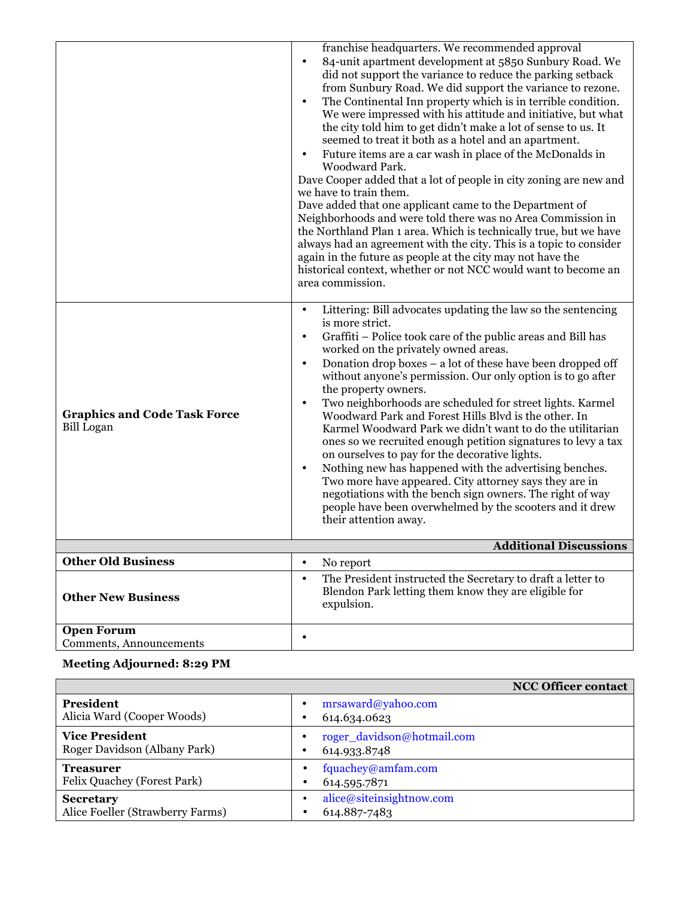| | |
|---|---|
| | franchise headquarters. We recommended approval<br>• 84-unit apartment development at 5850 Sunbury Road. We did not support the variance to reduce the parking setback from Sunbury Road. We did support the variance to rezone.<br>• The Continental Inn property which is in terrible condition. We were impressed with his attitude and initiative, but what the city told him to get didn't make a lot of sense to us. It seemed to treat it both as a hotel and an apartment.<br>• Future items are a car wash in place of the McDonalds in Woodward Park.<br>Dave Cooper added that a lot of people in city zoning are new and we have to train them.<br>Dave added that one applicant came to the Department of Neighborhoods and were told there was no Area Commission in the Northland Plan 1 area. Which is technically true, but we have always had an agreement with the city. This is a topic to consider again in the future as people at the city may not have the historical context, whether or not NCC would want to become an area commission. |
| **Graphics and Code Task Force**<br>Bill Logan | • Littering: Bill advocates updating the law so the sentencing is more strict.<br>• Graffiti – Police took care of the public areas and Bill has worked on the privately owned areas.<br>• Donation drop boxes – a lot of these have been dropped off without anyone's permission. Our only option is to go after the property owners.<br>• Two neighborhoods are scheduled for street lights. Karmel Woodward Park and Forest Hills Blvd is the other. In Karmel Woodward Park we didn't want to do the utilitarian ones so we recruited enough petition signatures to levy a tax on ourselves to pay for the decorative lights.<br>• Nothing new has happened with the advertising benches. Two more have appeared. City attorney says they are in negotiations with the bench sign owners. The right of way people have been overwhelmed by the scooters and it drew their attention away. |
| | **Additional Discussions** |
| **Other Old Business** | • No report |
| **Other New Business** | • The President instructed the Secretary to draft a letter to Blendon Park letting them know they are eligible for expulsion. |
| **Open Forum**<br>Comments, Announcements | • |

**Meeting Adjourned: 8:29 PM**

| | **NCC Officer contact** |
|---|---|
| **President**<br>Alicia Ward (Cooper Woods) | • mrsaward@yahoo.com<br>• 614.634.0623 |
| **Vice President**<br>Roger Davidson (Albany Park) | • roger_davidson@hotmail.com<br>• 614.933.8748 |
| **Treasurer**<br>Felix Quachey (Forest Park) | • fquachey@amfam.com<br>• 614.595.7871 |
| **Secretary**<br>Alice Foeller (Strawberry Farms) | • alice@siteinsightnow.com<br>• 614.887-7483 |